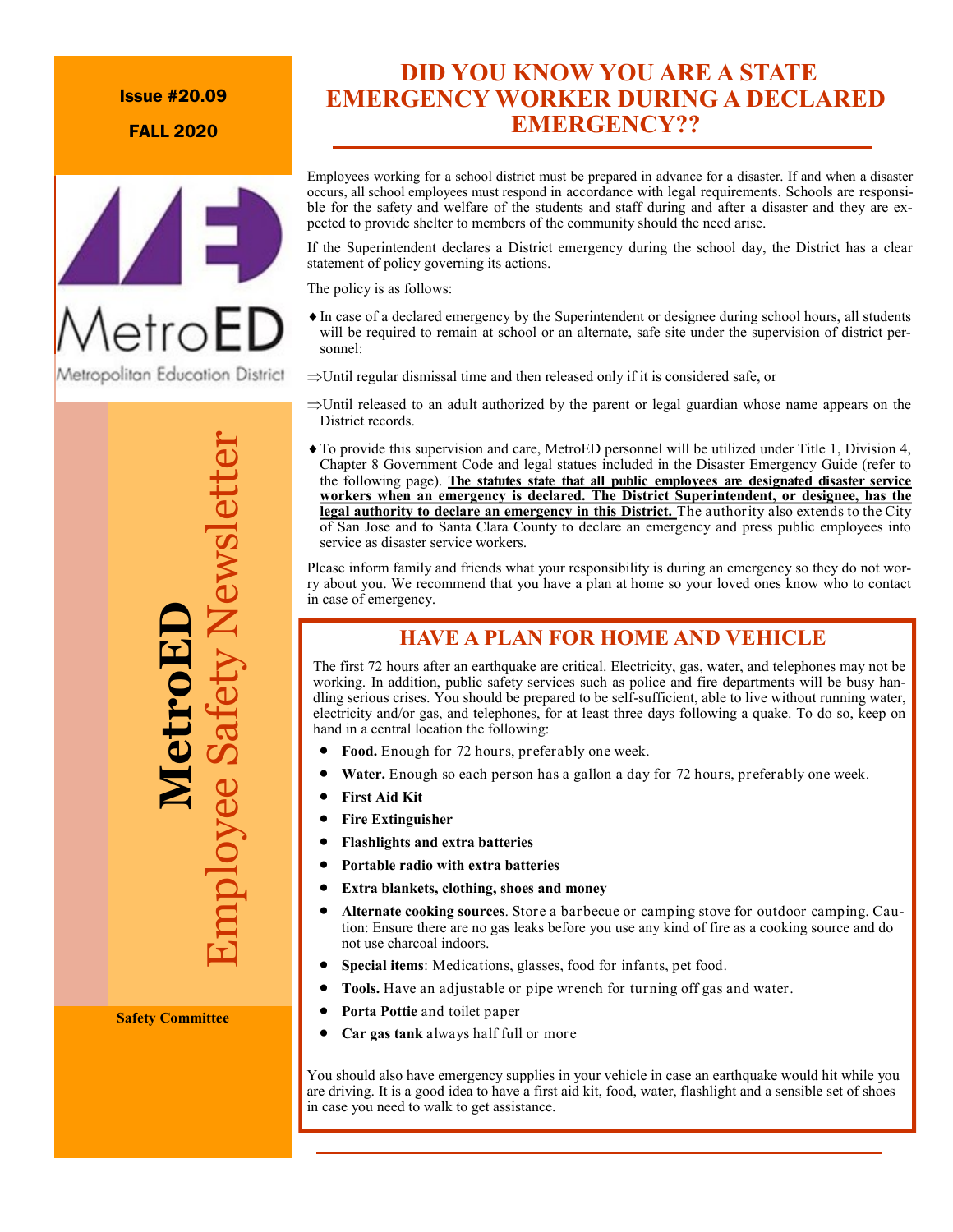Issue #20.09

FALL 2020

MetroED

Metropolitan Education District

**MetroED**
Employee Safety Newsletter

**Safety Committee**

# DID YOU KNOW YOU ARE A STATE EMERGENCY WORKER DURING A DECLARED EMERGENCY??

Employees working for a school district must be prepared in advance for a disaster. If and when a disaster occurs, all school employees must respond in accordance with legal requirements. Schools are responsible for the safety and welfare of the students and staff during and after a disaster and they are expected to provide shelter to members of the community should the need arise.

If the Superintendent declares a District emergency during the school day, the District has a clear statement of policy governing its actions.

The policy is as follows:

- In case of a declared emergency by the Superintendent or designee during school hours, all students will be required to remain at school or an alternate, safe site under the supervision of district personnel:

⇒Until regular dismissal time and then released only if it is considered safe, or

⇒Until released to an adult authorized by the parent or legal guardian whose name appears on the District records.

- To provide this supervision and care, MetroED personnel will be utilized under Title 1, Division 4, Chapter 8 Government Code and legal statues included in the Disaster Emergency Guide (refer to the following page). **The statutes state that all public employees are designated disaster service workers when an emergency is declared. The District Superintendent, or designee, has the legal authority to declare an emergency in this District.** The authority also extends to the City of San Jose and to Santa Clara County to declare an emergency and press public employees into service as disaster service workers.

Please inform family and friends what your responsibility is during an emergency so they do not worry about you. We recommend that you have a plan at home so your loved ones know who to contact in case of emergency.

## HAVE A PLAN FOR HOME AND VEHICLE

The first 72 hours after an earthquake are critical. Electricity, gas, water, and telephones may not be working. In addition, public safety services such as police and fire departments will be busy handling serious crises. You should be prepared to be self-sufficient, able to live without running water, electricity and/or gas, and telephones, for at least three days following a quake. To do so, keep on hand in a central location the following:

- **Food.** Enough for 72 hours, preferably one week.
- **Water.** Enough so each person has a gallon a day for 72 hours, preferably one week.
- **First Aid Kit**
- **Fire Extinguisher**
- **Flashlights and extra batteries**
- **Portable radio with extra batteries**
- **Extra blankets, clothing, shoes and money**
- **Alternate cooking sources**. Store a barbecue or camping stove for outdoor camping. Caution: Ensure there are no gas leaks before you use any kind of fire as a cooking source and do not use charcoal indoors.
- **Special items**: Medications, glasses, food for infants, pet food.
- **Tools.** Have an adjustable or pipe wrench for turning off gas and water.
- **Porta Pottie** and toilet paper
- **Car gas tank** always half full or more

You should also have emergency supplies in your vehicle in case an earthquake would hit while you are driving. It is a good idea to have a first aid kit, food, water, flashlight and a sensible set of shoes in case you need to walk to get assistance.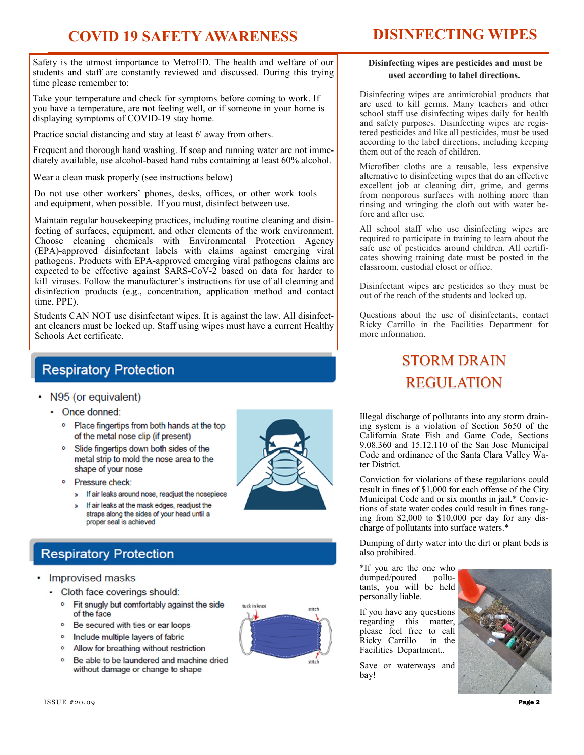## COVID 19 SAFETY AWARENESS

Safety is the utmost importance to MetroED. The health and welfare of our students and staff are constantly reviewed and discussed. During this trying time please remember to:

Take your temperature and check for symptoms before coming to work. If you have a temperature, are not feeling well, or if someone in your home is displaying symptoms of COVID-19 stay home.

Practice social distancing and stay at least 6' away from others.

Frequent and thorough hand washing. If soap and running water are not immediately available, use alcohol-based hand rubs containing at least 60% alcohol.

Wear a clean mask properly (see instructions below)

Do not use other workers' phones, desks, offices, or other work tools and equipment, when possible. If you must, disinfect between use.

Maintain regular housekeeping practices, including routine cleaning and disinfecting of surfaces, equipment, and other elements of the work environment. Choose cleaning chemicals with Environmental Protection Agency (EPA)-approved disinfectant labels with claims against emerging viral pathogens. Products with EPA-approved emerging viral pathogens claims are expected to be effective against SARS-CoV-2 based on data for harder to kill viruses. Follow the manufacturer's instructions for use of all cleaning and disinfection products (e.g., concentration, application method and contact time, PPE).

Students CAN NOT use disinfectant wipes. It is against the law. All disinfectant cleaners must be locked up. Staff using wipes must have a current Healthy Schools Act certificate.

### Respiratory Protection

- N95 (or equivalent)
  - Once donned:
    - Place fingertips from both hands at the top of the metal nose clip (if present)
    - Slide fingertips down both sides of the metal strip to mold the nose area to the shape of your nose
    - Pressure check:
      - If air leaks around nose, readjust the nosepiece
      - If air leaks at the mask edges, readjust the straps along the sides of your head until a proper seal is achieved

### Respiratory Protection

- Improvised masks
  - Cloth face coverings should:
    - Fit snugly but comfortably against the side of the face
    - Be secured with ties or ear loops
    - Include multiple layers of fabric
    - Allow for breathing without restriction
    - Be able to be laundered and machine dried without damage or change to shape

tuck in knot

stitch

stitch

## DISINFECTING WIPES

**Disinfecting wipes are pesticides and must be used according to label directions.**

Disinfecting wipes are antimicrobial products that are used to kill germs. Many teachers and other school staff use disinfecting wipes daily for health and safety purposes. Disinfecting wipes are registered pesticides and like all pesticides, must be used according to the label directions, including keeping them out of the reach of children.

Microfiber cloths are a reusable, less expensive alternative to disinfecting wipes that do an effective excellent job at cleaning dirt, grime, and germs from nonporous surfaces with nothing more than rinsing and wringing the cloth out with water before and after use.

All school staff who use disinfecting wipes are required to participate in training to learn about the safe use of pesticides around children. All certificates showing training date must be posted in the classroom, custodial closet or office.

Disinfectant wipes are pesticides so they must be out of the reach of the students and locked up.

Questions about the use of disinfectants, contact Ricky Carrillo in the Facilities Department for more information.

## STORM DRAIN REGULATION

Illegal discharge of pollutants into any storm draining system is a violation of Section 5650 of the California State Fish and Game Code, Sections 9.08.360 and 15.12.110 of the San Jose Municipal Code and ordinance of the Santa Clara Valley Water District.

Conviction for violations of these regulations could result in fines of $1,000 for each offense of the City Municipal Code and or six months in jail.* Convictions of state water codes could result in fines ranging from $2,000 to $10,000 per day for any discharge of pollutants into surface waters.*

Dumping of dirty water into the dirt or plant beds is also prohibited.

*If you are the one who dumped/poured pollutants, you will be held personally liable.

If you have any questions regarding this matter, please feel free to call Ricky Carrillo in the Facilities Department..

Save or waterways and bay!